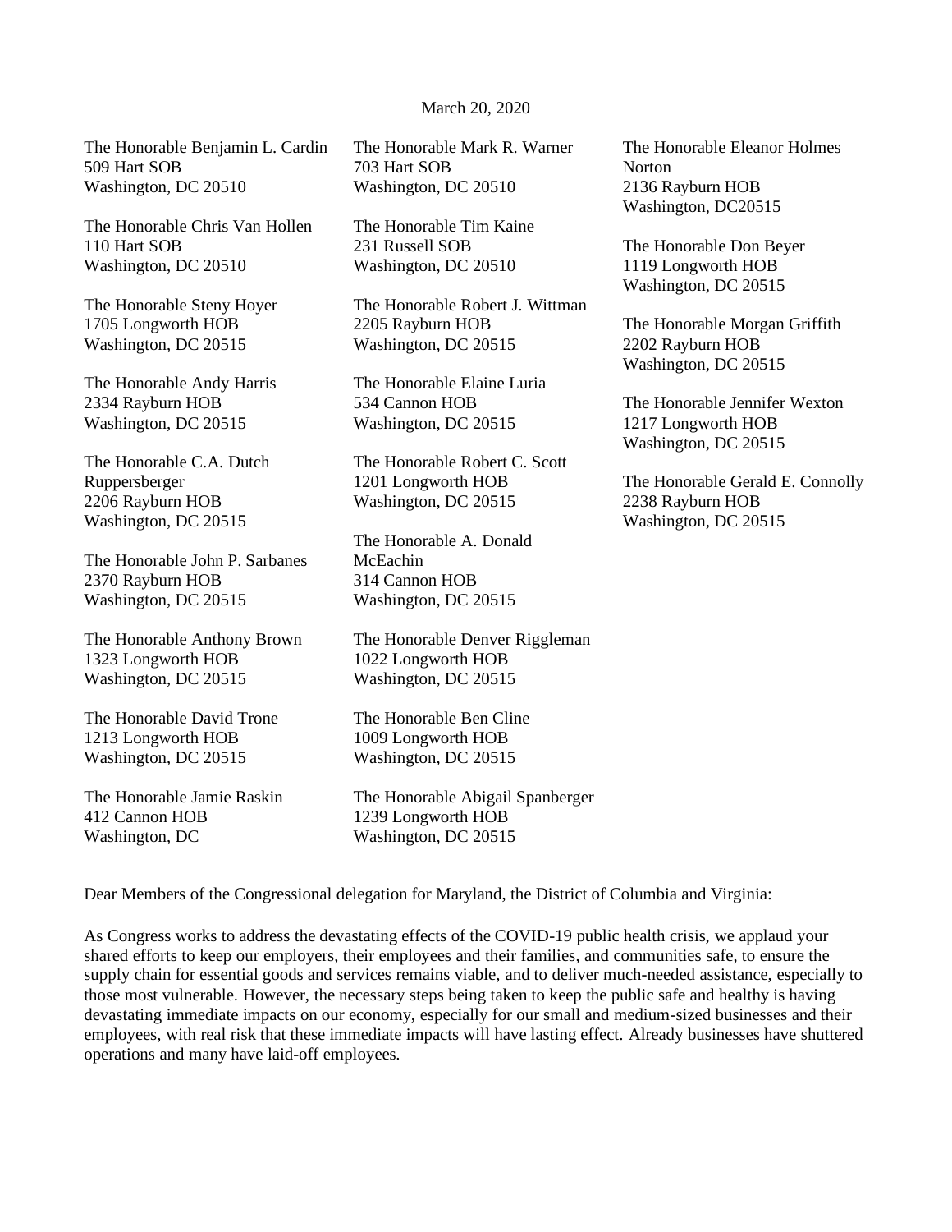March 20, 2020

The Honorable Benjamin L. Cardin
509 Hart SOB
Washington, DC 20510

The Honorable Chris Van Hollen
110 Hart SOB
Washington, DC 20510

The Honorable Steny Hoyer
1705 Longworth HOB
Washington, DC 20515

The Honorable Andy Harris
2334 Rayburn HOB
Washington, DC 20515

The Honorable C.A. Dutch Ruppersberger
2206 Rayburn HOB
Washington, DC 20515

The Honorable John P. Sarbanes
2370 Rayburn HOB
Washington, DC 20515

The Honorable Anthony Brown
1323 Longworth HOB
Washington, DC 20515

The Honorable David Trone
1213 Longworth HOB
Washington, DC 20515

The Honorable Jamie Raskin
412 Cannon HOB
Washington, DC

The Honorable Mark R. Warner
703 Hart SOB
Washington, DC 20510

The Honorable Tim Kaine
231 Russell SOB
Washington, DC 20510

The Honorable Robert J. Wittman
2205 Rayburn HOB
Washington, DC 20515

The Honorable Elaine Luria
534 Cannon HOB
Washington, DC 20515

The Honorable Robert C. Scott
1201 Longworth HOB
Washington, DC 20515

The Honorable A. Donald McEachin
314 Cannon HOB
Washington, DC 20515

The Honorable Denver Riggleman
1022 Longworth HOB
Washington, DC 20515

The Honorable Ben Cline
1009 Longworth HOB
Washington, DC 20515

The Honorable Abigail Spanberger
1239 Longworth HOB
Washington, DC 20515

The Honorable Eleanor Holmes Norton
2136 Rayburn HOB
Washington, DC20515

The Honorable Don Beyer
1119 Longworth HOB
Washington, DC 20515

The Honorable Morgan Griffith
2202 Rayburn HOB
Washington, DC 20515

The Honorable Jennifer Wexton
1217 Longworth HOB
Washington, DC 20515

The Honorable Gerald E. Connolly
2238 Rayburn HOB
Washington, DC 20515

Dear Members of the Congressional delegation for Maryland, the District of Columbia and Virginia:

As Congress works to address the devastating effects of the COVID-19 public health crisis, we applaud your shared efforts to keep our employers, their employees and their families, and communities safe, to ensure the supply chain for essential goods and services remains viable, and to deliver much-needed assistance, especially to those most vulnerable. However, the necessary steps being taken to keep the public safe and healthy is having devastating immediate impacts on our economy, especially for our small and medium-sized businesses and their employees, with real risk that these immediate impacts will have lasting effect. Already businesses have shuttered operations and many have laid-off employees.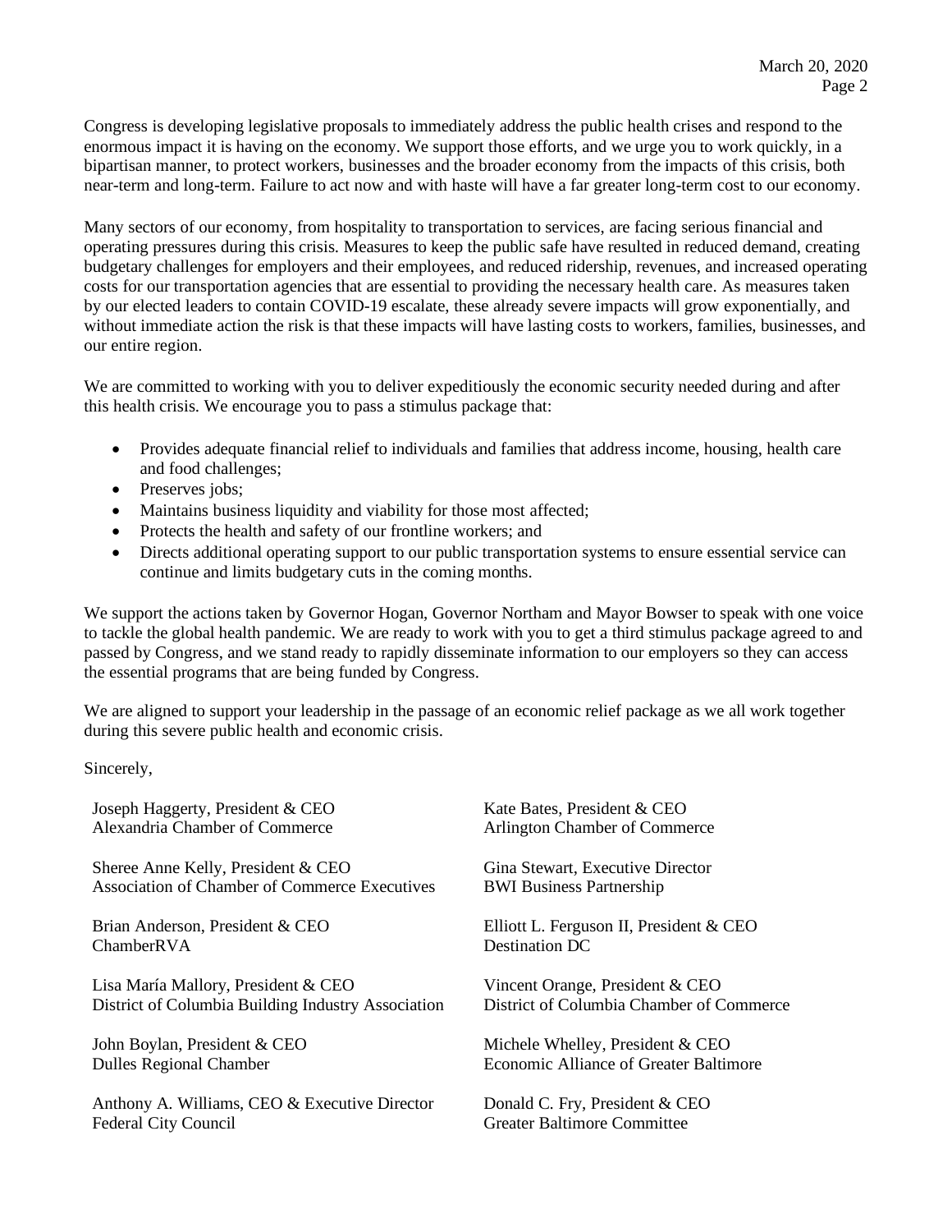Congress is developing legislative proposals to immediately address the public health crises and respond to the enormous impact it is having on the economy. We support those efforts, and we urge you to work quickly, in a bipartisan manner, to protect workers, businesses and the broader economy from the impacts of this crisis, both near-term and long-term. Failure to act now and with haste will have a far greater long-term cost to our economy.

Many sectors of our economy, from hospitality to transportation to services, are facing serious financial and operating pressures during this crisis. Measures to keep the public safe have resulted in reduced demand, creating budgetary challenges for employers and their employees, and reduced ridership, revenues, and increased operating costs for our transportation agencies that are essential to providing the necessary health care. As measures taken by our elected leaders to contain COVID-19 escalate, these already severe impacts will grow exponentially, and without immediate action the risk is that these impacts will have lasting costs to workers, families, businesses, and our entire region.

We are committed to working with you to deliver expeditiously the economic security needed during and after this health crisis. We encourage you to pass a stimulus package that:

- Provides adequate financial relief to individuals and families that address income, housing, health care and food challenges;
- Preserves jobs;
- Maintains business liquidity and viability for those most affected;
- Protects the health and safety of our frontline workers; and
- Directs additional operating support to our public transportation systems to ensure essential service can continue and limits budgetary cuts in the coming months.

We support the actions taken by Governor Hogan, Governor Northam and Mayor Bowser to speak with one voice to tackle the global health pandemic. We are ready to work with you to get a third stimulus package agreed to and passed by Congress, and we stand ready to rapidly disseminate information to our employers so they can access the essential programs that are being funded by Congress.

We are aligned to support your leadership in the passage of an economic relief package as we all work together during this severe public health and economic crisis.

Sincerely,

Joseph Haggerty, President & CEO
Alexandria Chamber of Commerce

Kate Bates, President & CEO
Arlington Chamber of Commerce

Sheree Anne Kelly, President & CEO
Association of Chamber of Commerce Executives

Gina Stewart, Executive Director
BWI Business Partnership

Brian Anderson, President & CEO
ChamberRVA

Elliott L. Ferguson II, President & CEO
Destination DC

Lisa María Mallory, President & CEO
District of Columbia Building Industry Association

Vincent Orange, President & CEO
District of Columbia Chamber of Commerce

John Boylan, President & CEO
Dulles Regional Chamber

Michele Whelley, President & CEO
Economic Alliance of Greater Baltimore

Anthony A. Williams, CEO & Executive Director
Federal City Council

Donald C. Fry, President & CEO
Greater Baltimore Committee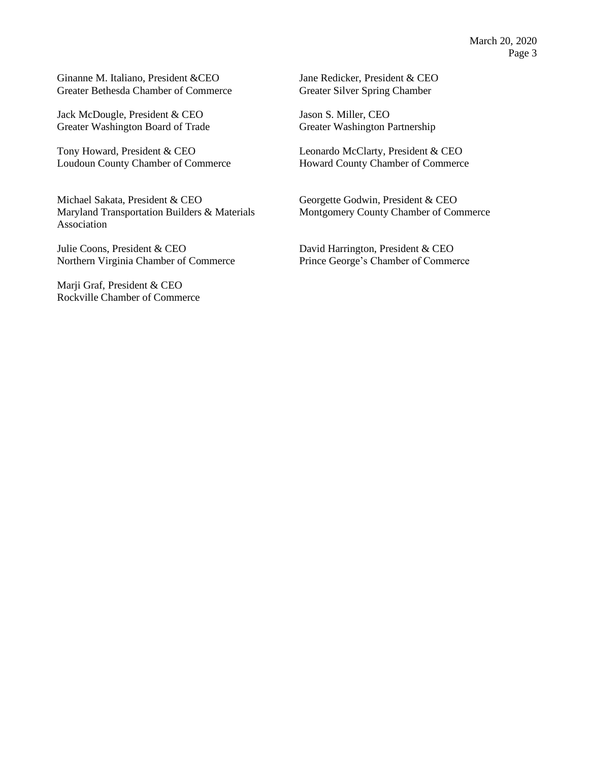Ginanne M. Italiano, President &CEO
Greater Bethesda Chamber of Commerce

Jane Redicker, President & CEO
Greater Silver Spring Chamber

Jack McDougle, President & CEO
Greater Washington Board of Trade

Jason S. Miller, CEO
Greater Washington Partnership

Tony Howard, President & CEO
Loudoun County Chamber of Commerce

Leonardo McClarty, President & CEO
Howard County Chamber of Commerce

Michael Sakata, President & CEO
Maryland Transportation Builders & Materials Association

Georgette Godwin, President & CEO
Montgomery County Chamber of Commerce

Julie Coons, President & CEO
Northern Virginia Chamber of Commerce

David Harrington, President & CEO
Prince George's Chamber of Commerce

Marji Graf, President & CEO
Rockville Chamber of Commerce